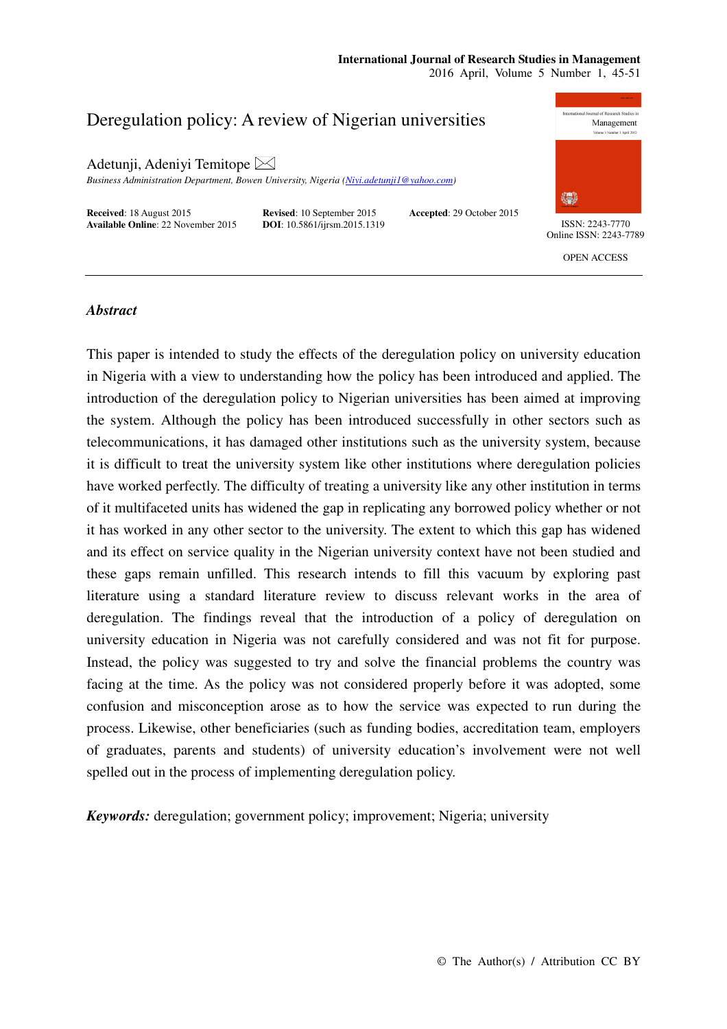# Deregulation policy: A review of Nigerian universities

Adetunji, Adeniyi Temitope ✉

*Business Administration Department, Bowen University, Nigeria (Niyi.adetunji1@yahoo.com)*

**Received**: 18 August 2015 **Revised**: 10 September 2015 **Accepted**: 29 October 2015
**Available Online**: 22 November 2015 **DOI**: 10.5861/ijrsm.2015.1319

ISSN: 2243-7770
Online ISSN: 2243-7789

OPEN ACCESS

## *Abstract*

This paper is intended to study the effects of the deregulation policy on university education in Nigeria with a view to understanding how the policy has been introduced and applied. The introduction of the deregulation policy to Nigerian universities has been aimed at improving the system. Although the policy has been introduced successfully in other sectors such as telecommunications, it has damaged other institutions such as the university system, because it is difficult to treat the university system like other institutions where deregulation policies have worked perfectly. The difficulty of treating a university like any other institution in terms of it multifaceted units has widened the gap in replicating any borrowed policy whether or not it has worked in any other sector to the university. The extent to which this gap has widened and its effect on service quality in the Nigerian university context have not been studied and these gaps remain unfilled. This research intends to fill this vacuum by exploring past literature using a standard literature review to discuss relevant works in the area of deregulation. The findings reveal that the introduction of a policy of deregulation on university education in Nigeria was not carefully considered and was not fit for purpose. Instead, the policy was suggested to try and solve the financial problems the country was facing at the time. As the policy was not considered properly before it was adopted, some confusion and misconception arose as to how the service was expected to run during the process. Likewise, other beneficiaries (such as funding bodies, accreditation team, employers of graduates, parents and students) of university education's involvement were not well spelled out in the process of implementing deregulation policy.

***Keywords:*** deregulation; government policy; improvement; Nigeria; university

© The Author(s) / Attribution CC BY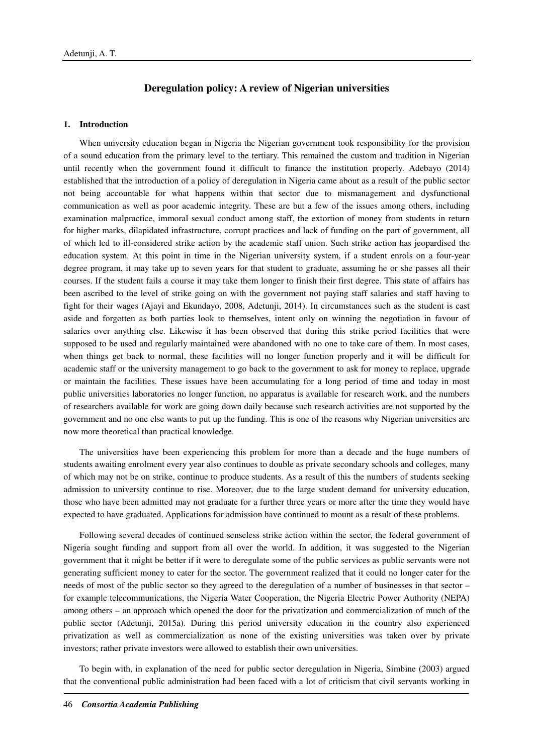# Deregulation policy: A review of Nigerian universities

## 1. Introduction

When university education began in Nigeria the Nigerian government took responsibility for the provision of a sound education from the primary level to the tertiary. This remained the custom and tradition in Nigerian until recently when the government found it difficult to finance the institution properly. Adebayo (2014) established that the introduction of a policy of deregulation in Nigeria came about as a result of the public sector not being accountable for what happens within that sector due to mismanagement and dysfunctional communication as well as poor academic integrity. These are but a few of the issues among others, including examination malpractice, immoral sexual conduct among staff, the extortion of money from students in return for higher marks, dilapidated infrastructure, corrupt practices and lack of funding on the part of government, all of which led to ill-considered strike action by the academic staff union. Such strike action has jeopardised the education system. At this point in time in the Nigerian university system, if a student enrols on a four-year degree program, it may take up to seven years for that student to graduate, assuming he or she passes all their courses. If the student fails a course it may take them longer to finish their first degree. This state of affairs has been ascribed to the level of strike going on with the government not paying staff salaries and staff having to fight for their wages (Ajayi and Ekundayo, 2008, Adetunji, 2014). In circumstances such as the student is cast aside and forgotten as both parties look to themselves, intent only on winning the negotiation in favour of salaries over anything else. Likewise it has been observed that during this strike period facilities that were supposed to be used and regularly maintained were abandoned with no one to take care of them. In most cases, when things get back to normal, these facilities will no longer function properly and it will be difficult for academic staff or the university management to go back to the government to ask for money to replace, upgrade or maintain the facilities. These issues have been accumulating for a long period of time and today in most public universities laboratories no longer function, no apparatus is available for research work, and the numbers of researchers available for work are going down daily because such research activities are not supported by the government and no one else wants to put up the funding. This is one of the reasons why Nigerian universities are now more theoretical than practical knowledge.

The universities have been experiencing this problem for more than a decade and the huge numbers of students awaiting enrolment every year also continues to double as private secondary schools and colleges, many of which may not be on strike, continue to produce students. As a result of this the numbers of students seeking admission to university continue to rise. Moreover, due to the large student demand for university education, those who have been admitted may not graduate for a further three years or more after the time they would have expected to have graduated. Applications for admission have continued to mount as a result of these problems.

Following several decades of continued senseless strike action within the sector, the federal government of Nigeria sought funding and support from all over the world. In addition, it was suggested to the Nigerian government that it might be better if it were to deregulate some of the public services as public servants were not generating sufficient money to cater for the sector. The government realized that it could no longer cater for the needs of most of the public sector so they agreed to the deregulation of a number of businesses in that sector – for example telecommunications, the Nigeria Water Cooperation, the Nigeria Electric Power Authority (NEPA) among others – an approach which opened the door for the privatization and commercialization of much of the public sector (Adetunji, 2015a). During this period university education in the country also experienced privatization as well as commercialization as none of the existing universities was taken over by private investors; rather private investors were allowed to establish their own universities.

To begin with, in explanation of the need for public sector deregulation in Nigeria, Simbine (2003) argued that the conventional public administration had been faced with a lot of criticism that civil servants working in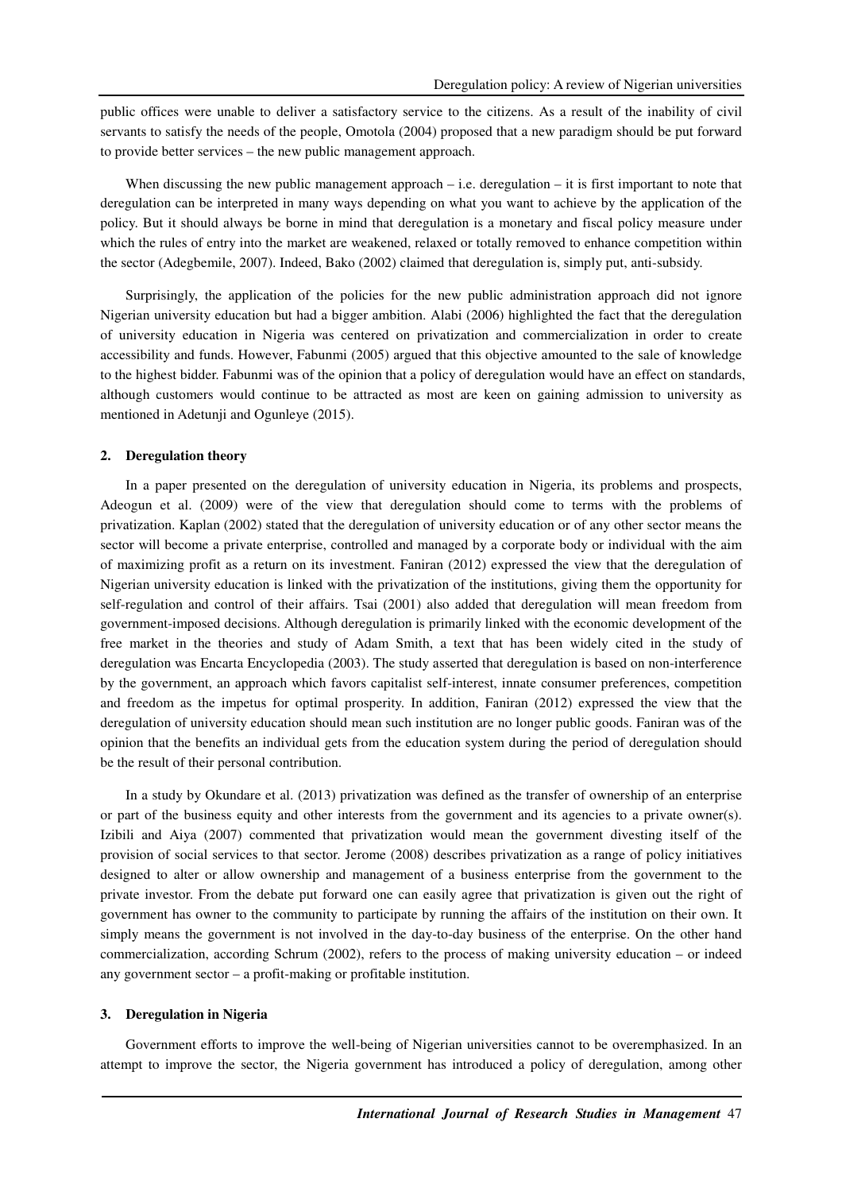public offices were unable to deliver a satisfactory service to the citizens. As a result of the inability of civil servants to satisfy the needs of the people, Omotola (2004) proposed that a new paradigm should be put forward to provide better services – the new public management approach.

When discussing the new public management approach – i.e. deregulation – it is first important to note that deregulation can be interpreted in many ways depending on what you want to achieve by the application of the policy. But it should always be borne in mind that deregulation is a monetary and fiscal policy measure under which the rules of entry into the market are weakened, relaxed or totally removed to enhance competition within the sector (Adegbemile, 2007). Indeed, Bako (2002) claimed that deregulation is, simply put, anti-subsidy.

Surprisingly, the application of the policies for the new public administration approach did not ignore Nigerian university education but had a bigger ambition. Alabi (2006) highlighted the fact that the deregulation of university education in Nigeria was centered on privatization and commercialization in order to create accessibility and funds. However, Fabunmi (2005) argued that this objective amounted to the sale of knowledge to the highest bidder. Fabunmi was of the opinion that a policy of deregulation would have an effect on standards, although customers would continue to be attracted as most are keen on gaining admission to university as mentioned in Adetunji and Ogunleye (2015).

## 2. Deregulation theory

In a paper presented on the deregulation of university education in Nigeria, its problems and prospects, Adeogun et al. (2009) were of the view that deregulation should come to terms with the problems of privatization. Kaplan (2002) stated that the deregulation of university education or of any other sector means the sector will become a private enterprise, controlled and managed by a corporate body or individual with the aim of maximizing profit as a return on its investment. Faniran (2012) expressed the view that the deregulation of Nigerian university education is linked with the privatization of the institutions, giving them the opportunity for self-regulation and control of their affairs. Tsai (2001) also added that deregulation will mean freedom from government-imposed decisions. Although deregulation is primarily linked with the economic development of the free market in the theories and study of Adam Smith, a text that has been widely cited in the study of deregulation was Encarta Encyclopedia (2003). The study asserted that deregulation is based on non-interference by the government, an approach which favors capitalist self-interest, innate consumer preferences, competition and freedom as the impetus for optimal prosperity. In addition, Faniran (2012) expressed the view that the deregulation of university education should mean such institution are no longer public goods. Faniran was of the opinion that the benefits an individual gets from the education system during the period of deregulation should be the result of their personal contribution.

In a study by Okundare et al. (2013) privatization was defined as the transfer of ownership of an enterprise or part of the business equity and other interests from the government and its agencies to a private owner(s). Izibili and Aiya (2007) commented that privatization would mean the government divesting itself of the provision of social services to that sector. Jerome (2008) describes privatization as a range of policy initiatives designed to alter or allow ownership and management of a business enterprise from the government to the private investor. From the debate put forward one can easily agree that privatization is given out the right of government has owner to the community to participate by running the affairs of the institution on their own. It simply means the government is not involved in the day-to-day business of the enterprise. On the other hand commercialization, according Schrum (2002), refers to the process of making university education – or indeed any government sector – a profit-making or profitable institution.

## 3. Deregulation in Nigeria

Government efforts to improve the well-being of Nigerian universities cannot to be overemphasized. In an attempt to improve the sector, the Nigeria government has introduced a policy of deregulation, among other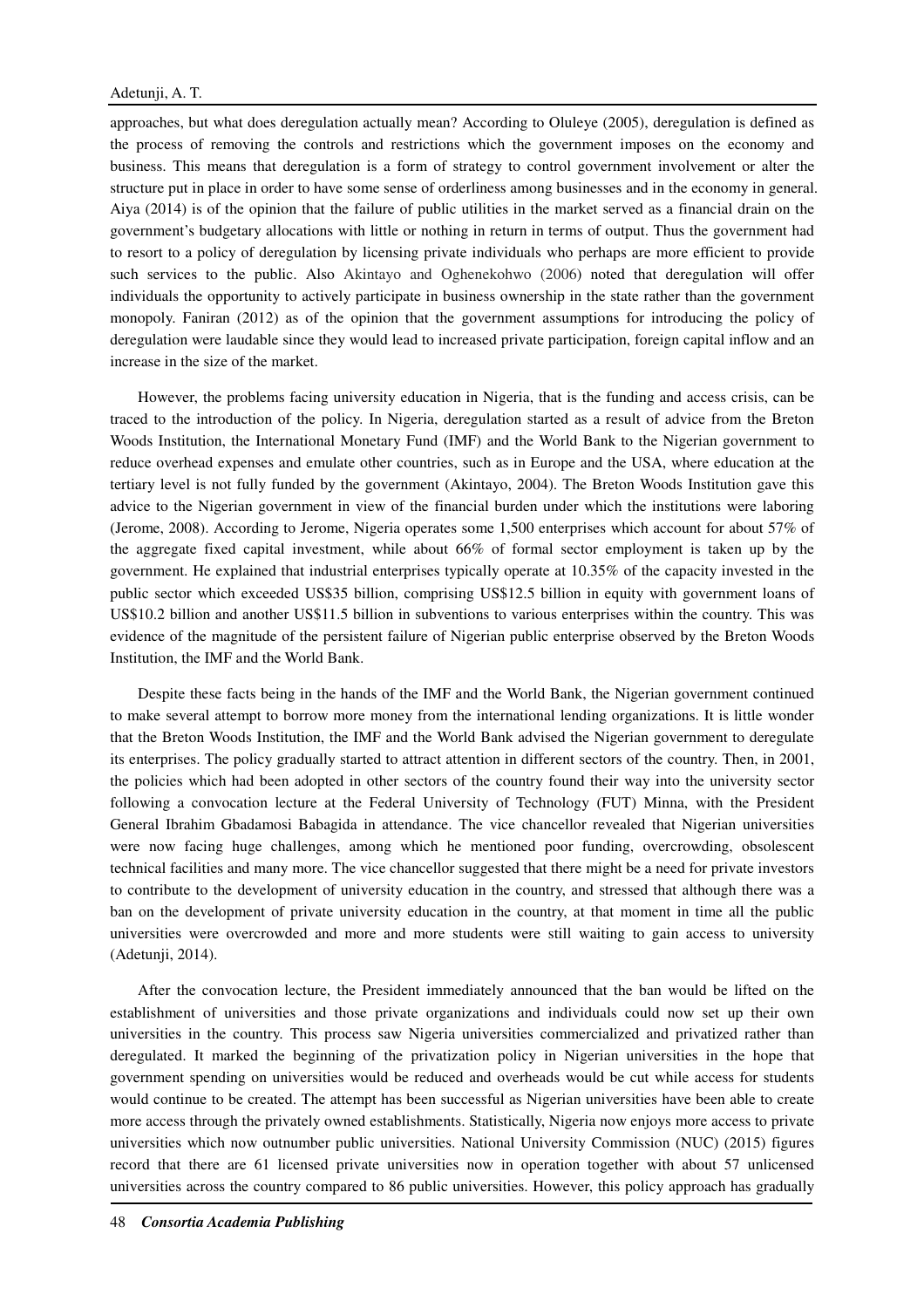approaches, but what does deregulation actually mean? According to Oluleye (2005), deregulation is defined as the process of removing the controls and restrictions which the government imposes on the economy and business. This means that deregulation is a form of strategy to control government involvement or alter the structure put in place in order to have some sense of orderliness among businesses and in the economy in general. Aiya (2014) is of the opinion that the failure of public utilities in the market served as a financial drain on the government's budgetary allocations with little or nothing in return in terms of output. Thus the government had to resort to a policy of deregulation by licensing private individuals who perhaps are more efficient to provide such services to the public. Also Akintayo and Oghenekohwo (2006) noted that deregulation will offer individuals the opportunity to actively participate in business ownership in the state rather than the government monopoly. Faniran (2012) as of the opinion that the government assumptions for introducing the policy of deregulation were laudable since they would lead to increased private participation, foreign capital inflow and an increase in the size of the market.

However, the problems facing university education in Nigeria, that is the funding and access crisis, can be traced to the introduction of the policy. In Nigeria, deregulation started as a result of advice from the Breton Woods Institution, the International Monetary Fund (IMF) and the World Bank to the Nigerian government to reduce overhead expenses and emulate other countries, such as in Europe and the USA, where education at the tertiary level is not fully funded by the government (Akintayo, 2004). The Breton Woods Institution gave this advice to the Nigerian government in view of the financial burden under which the institutions were laboring (Jerome, 2008). According to Jerome, Nigeria operates some 1,500 enterprises which account for about 57% of the aggregate fixed capital investment, while about 66% of formal sector employment is taken up by the government. He explained that industrial enterprises typically operate at 10.35% of the capacity invested in the public sector which exceeded US$35 billion, comprising US$12.5 billion in equity with government loans of US$10.2 billion and another US$11.5 billion in subventions to various enterprises within the country. This was evidence of the magnitude of the persistent failure of Nigerian public enterprise observed by the Breton Woods Institution, the IMF and the World Bank.

Despite these facts being in the hands of the IMF and the World Bank, the Nigerian government continued to make several attempt to borrow more money from the international lending organizations. It is little wonder that the Breton Woods Institution, the IMF and the World Bank advised the Nigerian government to deregulate its enterprises. The policy gradually started to attract attention in different sectors of the country. Then, in 2001, the policies which had been adopted in other sectors of the country found their way into the university sector following a convocation lecture at the Federal University of Technology (FUT) Minna, with the President General Ibrahim Gbadamosi Babagida in attendance. The vice chancellor revealed that Nigerian universities were now facing huge challenges, among which he mentioned poor funding, overcrowding, obsolescent technical facilities and many more. The vice chancellor suggested that there might be a need for private investors to contribute to the development of university education in the country, and stressed that although there was a ban on the development of private university education in the country, at that moment in time all the public universities were overcrowded and more and more students were still waiting to gain access to university (Adetunji, 2014).

After the convocation lecture, the President immediately announced that the ban would be lifted on the establishment of universities and those private organizations and individuals could now set up their own universities in the country. This process saw Nigeria universities commercialized and privatized rather than deregulated. It marked the beginning of the privatization policy in Nigerian universities in the hope that government spending on universities would be reduced and overheads would be cut while access for students would continue to be created. The attempt has been successful as Nigerian universities have been able to create more access through the privately owned establishments. Statistically, Nigeria now enjoys more access to private universities which now outnumber public universities. National University Commission (NUC) (2015) figures record that there are 61 licensed private universities now in operation together with about 57 unlicensed universities across the country compared to 86 public universities. However, this policy approach has gradually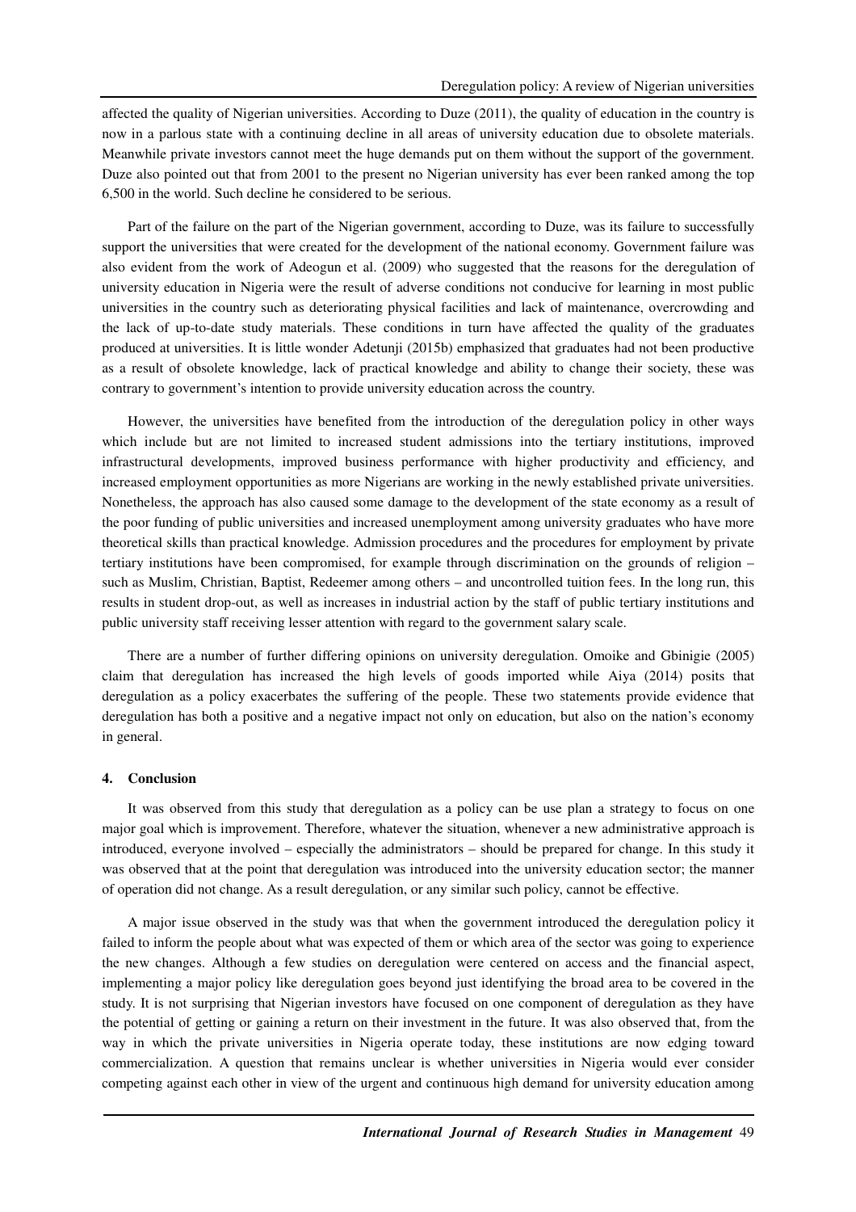affected the quality of Nigerian universities. According to Duze (2011), the quality of education in the country is now in a parlous state with a continuing decline in all areas of university education due to obsolete materials. Meanwhile private investors cannot meet the huge demands put on them without the support of the government. Duze also pointed out that from 2001 to the present no Nigerian university has ever been ranked among the top 6,500 in the world. Such decline he considered to be serious.

Part of the failure on the part of the Nigerian government, according to Duze, was its failure to successfully support the universities that were created for the development of the national economy. Government failure was also evident from the work of Adeogun et al. (2009) who suggested that the reasons for the deregulation of university education in Nigeria were the result of adverse conditions not conducive for learning in most public universities in the country such as deteriorating physical facilities and lack of maintenance, overcrowding and the lack of up-to-date study materials. These conditions in turn have affected the quality of the graduates produced at universities. It is little wonder Adetunji (2015b) emphasized that graduates had not been productive as a result of obsolete knowledge, lack of practical knowledge and ability to change their society, these was contrary to government's intention to provide university education across the country.

However, the universities have benefited from the introduction of the deregulation policy in other ways which include but are not limited to increased student admissions into the tertiary institutions, improved infrastructural developments, improved business performance with higher productivity and efficiency, and increased employment opportunities as more Nigerians are working in the newly established private universities. Nonetheless, the approach has also caused some damage to the development of the state economy as a result of the poor funding of public universities and increased unemployment among university graduates who have more theoretical skills than practical knowledge. Admission procedures and the procedures for employment by private tertiary institutions have been compromised, for example through discrimination on the grounds of religion – such as Muslim, Christian, Baptist, Redeemer among others – and uncontrolled tuition fees. In the long run, this results in student drop-out, as well as increases in industrial action by the staff of public tertiary institutions and public university staff receiving lesser attention with regard to the government salary scale.

There are a number of further differing opinions on university deregulation. Omoike and Gbinigie (2005) claim that deregulation has increased the high levels of goods imported while Aiya (2014) posits that deregulation as a policy exacerbates the suffering of the people. These two statements provide evidence that deregulation has both a positive and a negative impact not only on education, but also on the nation's economy in general.

## 4. Conclusion

It was observed from this study that deregulation as a policy can be use plan a strategy to focus on one major goal which is improvement. Therefore, whatever the situation, whenever a new administrative approach is introduced, everyone involved – especially the administrators – should be prepared for change. In this study it was observed that at the point that deregulation was introduced into the university education sector; the manner of operation did not change. As a result deregulation, or any similar such policy, cannot be effective.

A major issue observed in the study was that when the government introduced the deregulation policy it failed to inform the people about what was expected of them or which area of the sector was going to experience the new changes. Although a few studies on deregulation were centered on access and the financial aspect, implementing a major policy like deregulation goes beyond just identifying the broad area to be covered in the study. It is not surprising that Nigerian investors have focused on one component of deregulation as they have the potential of getting or gaining a return on their investment in the future. It was also observed that, from the way in which the private universities in Nigeria operate today, these institutions are now edging toward commercialization. A question that remains unclear is whether universities in Nigeria would ever consider competing against each other in view of the urgent and continuous high demand for university education among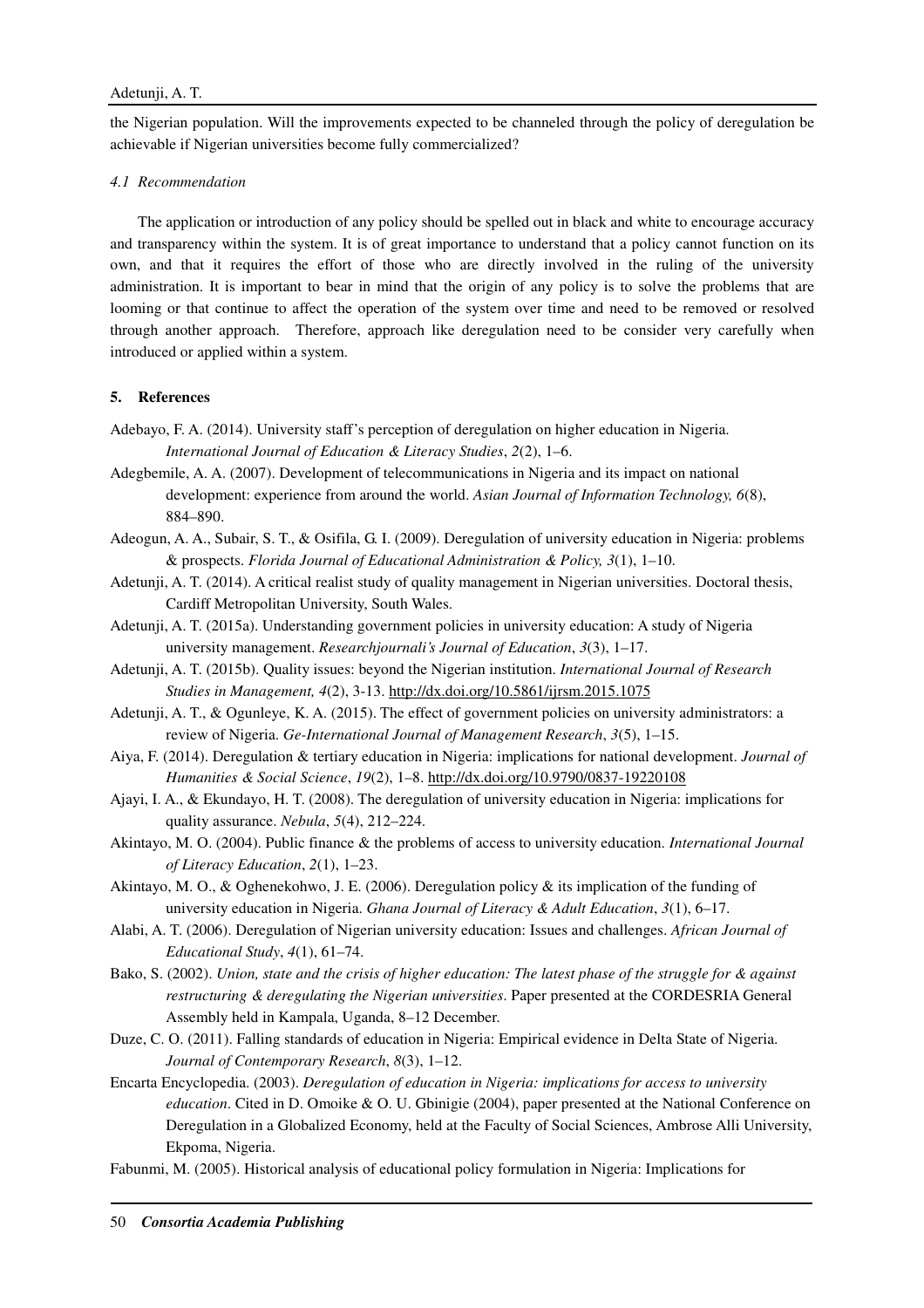the Nigerian population. Will the improvements expected to be channeled through the policy of deregulation be achievable if Nigerian universities become fully commercialized?

### *4.1 Recommendation*

The application or introduction of any policy should be spelled out in black and white to encourage accuracy and transparency within the system. It is of great importance to understand that a policy cannot function on its own, and that it requires the effort of those who are directly involved in the ruling of the university administration. It is important to bear in mind that the origin of any policy is to solve the problems that are looming or that continue to affect the operation of the system over time and need to be removed or resolved through another approach. Therefore, approach like deregulation need to be consider very carefully when introduced or applied within a system.

## 5. References

Adebayo, F. A. (2014). University staff's perception of deregulation on higher education in Nigeria. *International Journal of Education & Literacy Studies*, *2*(2), 1–6.

Adegbemile, A. A. (2007). Development of telecommunications in Nigeria and its impact on national development: experience from around the world. *Asian Journal of Information Technology, 6*(8), 884–890.

Adeogun, A. A., Subair, S. T., & Osifila, G. I. (2009). Deregulation of university education in Nigeria: problems & prospects. *Florida Journal of Educational Administration & Policy, 3*(1), 1–10.

Adetunji, A. T. (2014). A critical realist study of quality management in Nigerian universities. Doctoral thesis, Cardiff Metropolitan University, South Wales.

Adetunji, A. T. (2015a). Understanding government policies in university education: A study of Nigeria university management. *Researchjournali's Journal of Education*, *3*(3), 1–17.

Adetunji, A. T. (2015b). Quality issues: beyond the Nigerian institution. *International Journal of Research Studies in Management, 4*(2), 3-13. http://dx.doi.org/10.5861/ijrsm.2015.1075

Adetunji, A. T., & Ogunleye, K. A. (2015). The effect of government policies on university administrators: a review of Nigeria. *Ge-International Journal of Management Research*, *3*(5), 1–15.

Aiya, F. (2014). Deregulation & tertiary education in Nigeria: implications for national development. *Journal of Humanities & Social Science*, *19*(2), 1–8. http://dx.doi.org/10.9790/0837-19220108

Ajayi, I. A., & Ekundayo, H. T. (2008). The deregulation of university education in Nigeria: implications for quality assurance. *Nebula*, *5*(4), 212–224.

Akintayo, M. O. (2004). Public finance & the problems of access to university education. *International Journal of Literacy Education*, *2*(1), 1–23.

Akintayo, M. O., & Oghenekohwo, J. E. (2006). Deregulation policy & its implication of the funding of university education in Nigeria. *Ghana Journal of Literacy & Adult Education*, *3*(1), 6–17.

Alabi, A. T. (2006). Deregulation of Nigerian university education: Issues and challenges. *African Journal of Educational Study*, *4*(1), 61–74.

Bako, S. (2002). *Union, state and the crisis of higher education: The latest phase of the struggle for & against restructuring & deregulating the Nigerian universities*. Paper presented at the CORDESRIA General Assembly held in Kampala, Uganda, 8–12 December.

Duze, C. O. (2011). Falling standards of education in Nigeria: Empirical evidence in Delta State of Nigeria. *Journal of Contemporary Research*, *8*(3), 1–12.

Encarta Encyclopedia. (2003). *Deregulation of education in Nigeria: implications for access to university education*. Cited in D. Omoike & O. U. Gbinigie (2004), paper presented at the National Conference on Deregulation in a Globalized Economy, held at the Faculty of Social Sciences, Ambrose Alli University, Ekpoma, Nigeria.

Fabunmi, M. (2005). Historical analysis of educational policy formulation in Nigeria: Implications for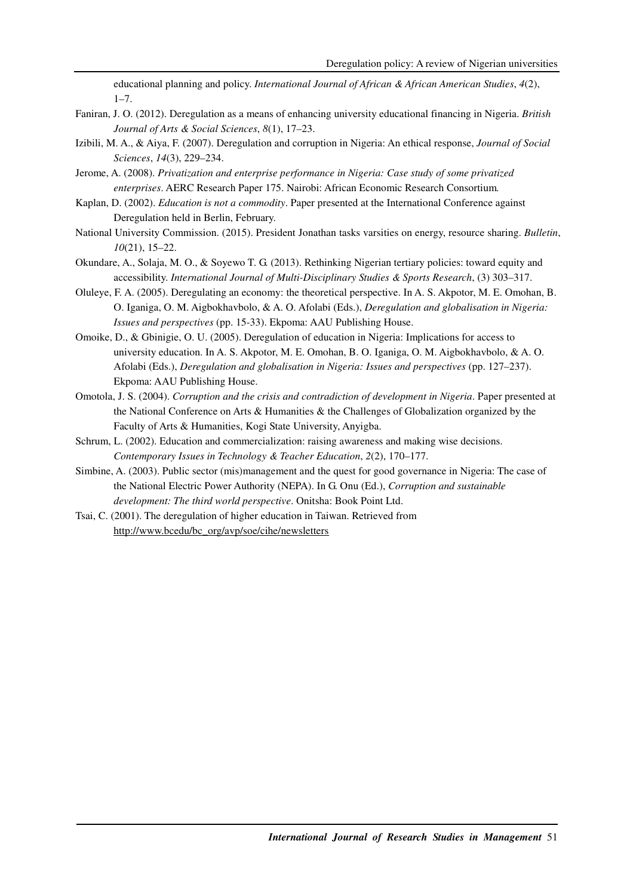educational planning and policy. *International Journal of African & African American Studies*, *4*(2), 1–7.

Faniran, J. O. (2012). Deregulation as a means of enhancing university educational financing in Nigeria. *British Journal of Arts & Social Sciences*, *8*(1), 17–23.

Izibili, M. A., & Aiya, F. (2007). Deregulation and corruption in Nigeria: An ethical response, *Journal of Social Sciences*, *14*(3), 229–234.

Jerome, A. (2008). *Privatization and enterprise performance in Nigeria: Case study of some privatized enterprises*. AERC Research Paper 175. Nairobi: African Economic Research Consortium.

Kaplan, D. (2002). *Education is not a commodity*. Paper presented at the International Conference against Deregulation held in Berlin, February.

National University Commission. (2015). President Jonathan tasks varsities on energy, resource sharing. *Bulletin*, *10*(21), 15–22.

Okundare, A., Solaja, M. O., & Soyewo T. G. (2013). Rethinking Nigerian tertiary policies: toward equity and accessibility. *International Journal of Multi-Disciplinary Studies & Sports Research*, (3) 303–317.

Oluleye, F. A. (2005). Deregulating an economy: the theoretical perspective. In A. S. Akpotor, M. E. Omohan, B. O. Iganiga, O. M. Aigbokhavbolo, & A. O. Afolabi (Eds.), *Deregulation and globalisation in Nigeria: Issues and perspectives* (pp. 15-33). Ekpoma: AAU Publishing House.

Omoike, D., & Gbinigie, O. U. (2005). Deregulation of education in Nigeria: Implications for access to university education. In A. S. Akpotor, M. E. Omohan, B. O. Iganiga, O. M. Aigbokhavbolo, & A. O. Afolabi (Eds.), *Deregulation and globalisation in Nigeria: Issues and perspectives* (pp. 127–237). Ekpoma: AAU Publishing House.

Omotola, J. S. (2004). *Corruption and the crisis and contradiction of development in Nigeria*. Paper presented at the National Conference on Arts & Humanities & the Challenges of Globalization organized by the Faculty of Arts & Humanities, Kogi State University, Anyigba.

Schrum, L. (2002). Education and commercialization: raising awareness and making wise decisions. *Contemporary Issues in Technology & Teacher Education*, *2*(2), 170–177.

Simbine, A. (2003). Public sector (mis)management and the quest for good governance in Nigeria: The case of the National Electric Power Authority (NEPA). In G. Onu (Ed.), *Corruption and sustainable development: The third world perspective*. Onitsha: Book Point Ltd.

Tsai, C. (2001). The deregulation of higher education in Taiwan. Retrieved from http://www.bcedu/bc_org/avp/soe/cihe/newsletters